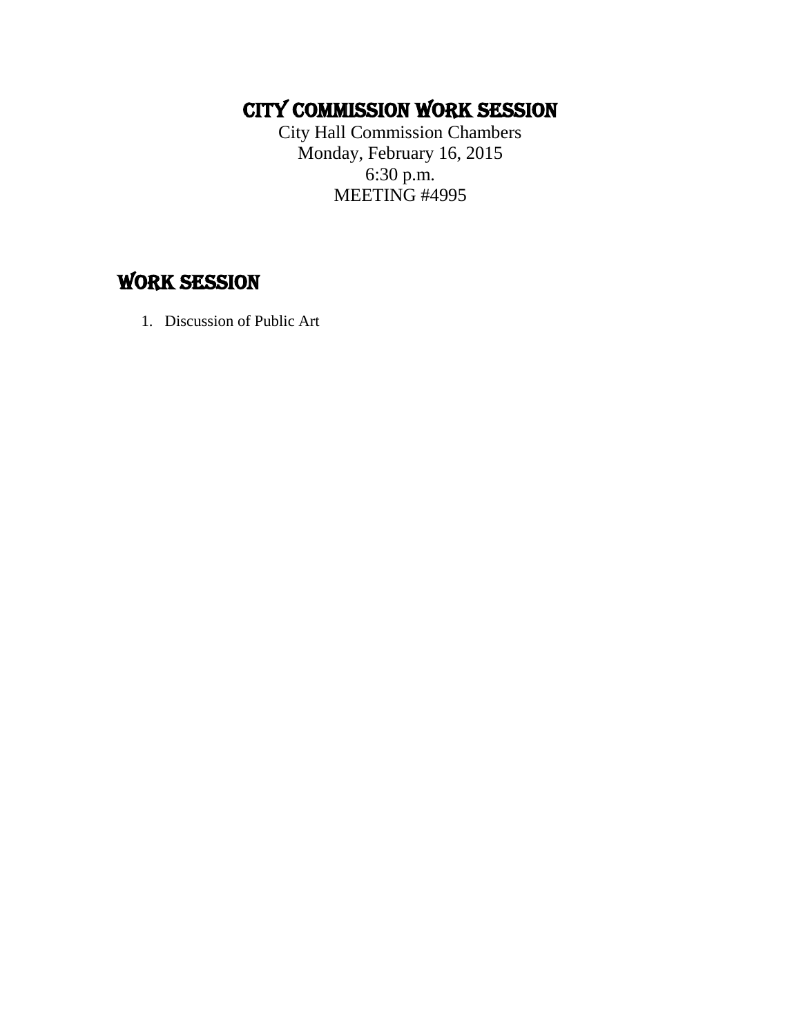# CITY COMMISSION WORK SESSION

City Hall Commission Chambers
Monday, February 16, 2015
6:30 p.m.
MEETING #4995

## WORK SESSION

1. Discussion of Public Art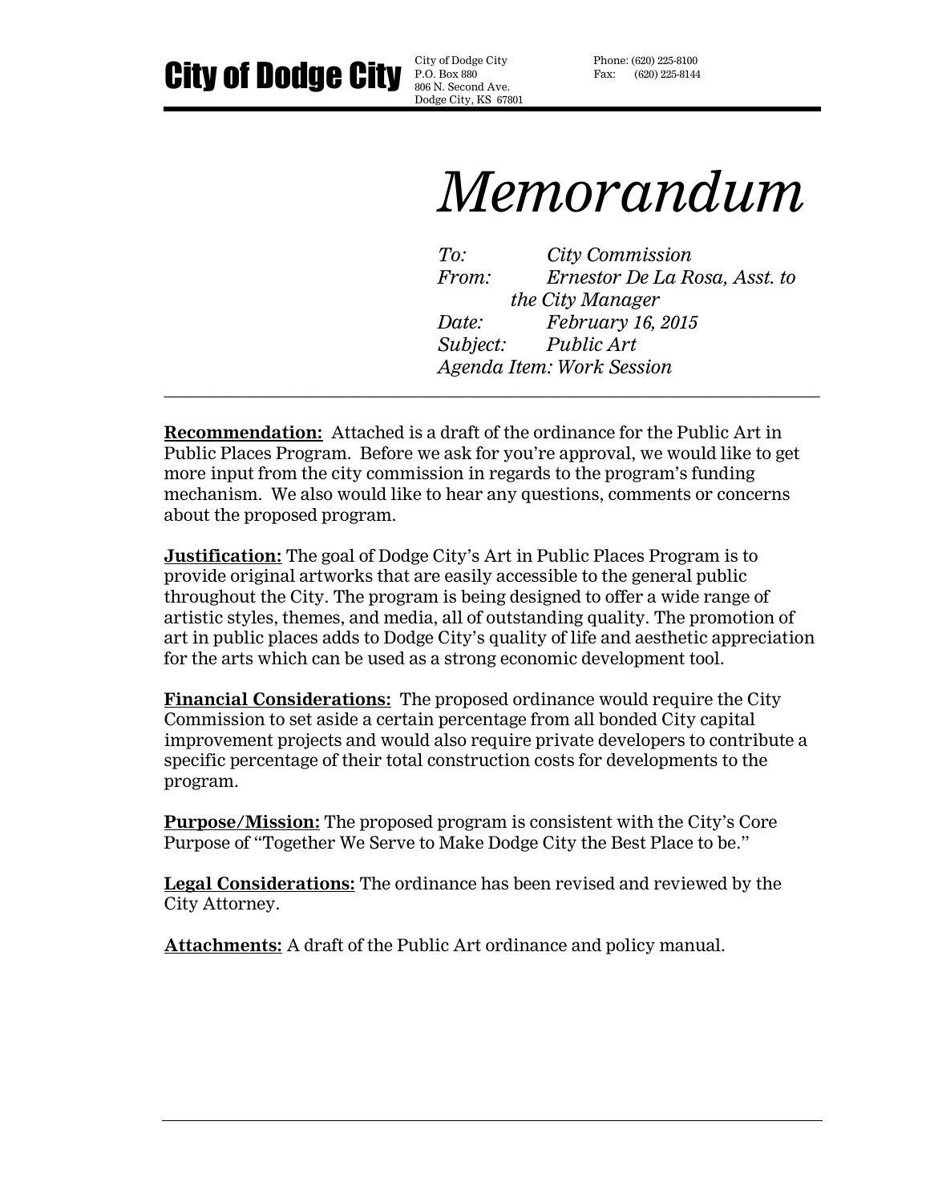# City of Dodge City

City of Dodge City
P.O. Box 880
806 N. Second Ave.
Dodge City, KS 67801

Phone: (620) 225-8100
Fax: (620) 225-8144

# *Memorandum*

*To:* *City Commission*
*From:* *Ernestor De La Rosa, Asst. to the City Manager*
*Date:* *February 16, 2015*
*Subject:* *Public Art*
*Agenda Item: Work Session*

---

**Recommendation:** Attached is a draft of the ordinance for the Public Art in Public Places Program. Before we ask for you're approval, we would like to get more input from the city commission in regards to the program's funding mechanism. We also would like to hear any questions, comments or concerns about the proposed program.

**Justification:** The goal of Dodge City's Art in Public Places Program is to provide original artworks that are easily accessible to the general public throughout the City. The program is being designed to offer a wide range of artistic styles, themes, and media, all of outstanding quality. The promotion of art in public places adds to Dodge City's quality of life and aesthetic appreciation for the arts which can be used as a strong economic development tool.

**Financial Considerations:** The proposed ordinance would require the City Commission to set aside a certain percentage from all bonded City capital improvement projects and would also require private developers to contribute a specific percentage of their total construction costs for developments to the program.

**Purpose/Mission:** The proposed program is consistent with the City's Core Purpose of "Together We Serve to Make Dodge City the Best Place to be."

**Legal Considerations:** The ordinance has been revised and reviewed by the City Attorney.

**Attachments:** A draft of the Public Art ordinance and policy manual.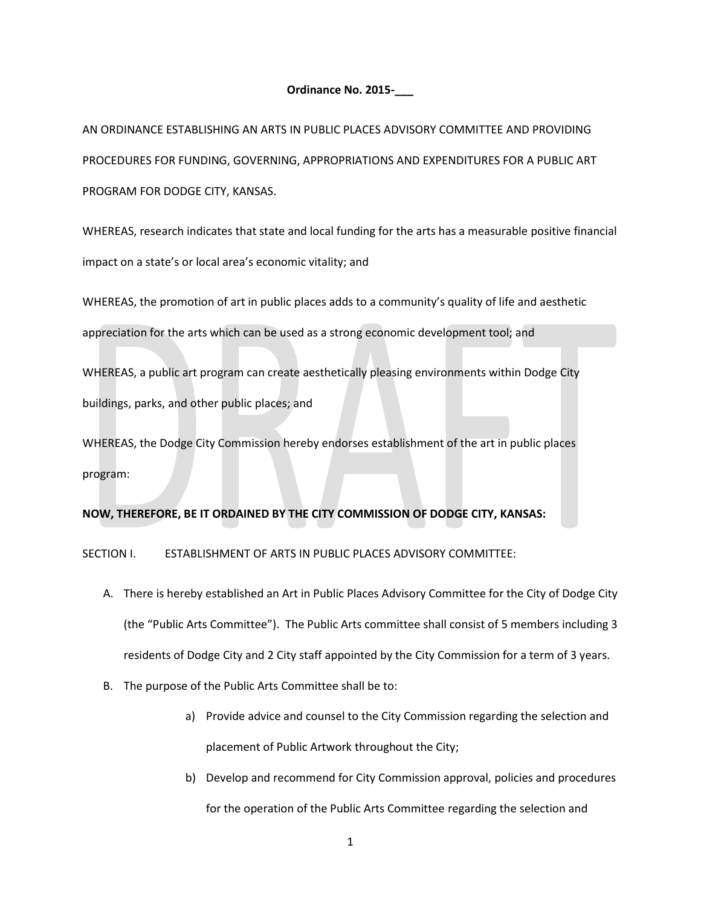**Ordinance No. 2015-___**

AN ORDINANCE ESTABLISHING AN ARTS IN PUBLIC PLACES ADVISORY COMMITTEE AND PROVIDING PROCEDURES FOR FUNDING, GOVERNING, APPROPRIATIONS AND EXPENDITURES FOR A PUBLIC ART PROGRAM FOR DODGE CITY, KANSAS.

WHEREAS, research indicates that state and local funding for the arts has a measurable positive financial impact on a state's or local area's economic vitality; and

WHEREAS, the promotion of art in public places adds to a community's quality of life and aesthetic appreciation for the arts which can be used as a strong economic development tool; and

WHEREAS, a public art program can create aesthetically pleasing environments within Dodge City buildings, parks, and other public places; and

WHEREAS, the Dodge City Commission hereby endorses establishment of the art in public places program:

**NOW, THEREFORE, BE IT ORDAINED BY THE CITY COMMISSION OF DODGE CITY, KANSAS:**

SECTION I. ESTABLISHMENT OF ARTS IN PUBLIC PLACES ADVISORY COMMITTEE:

A. There is hereby established an Art in Public Places Advisory Committee for the City of Dodge City (the "Public Arts Committee"). The Public Arts committee shall consist of 5 members including 3 residents of Dodge City and 2 City staff appointed by the City Commission for a term of 3 years.

B. The purpose of the Public Arts Committee shall be to:

   a) Provide advice and counsel to the City Commission regarding the selection and placement of Public Artwork throughout the City;

   b) Develop and recommend for City Commission approval, policies and procedures for the operation of the Public Arts Committee regarding the selection and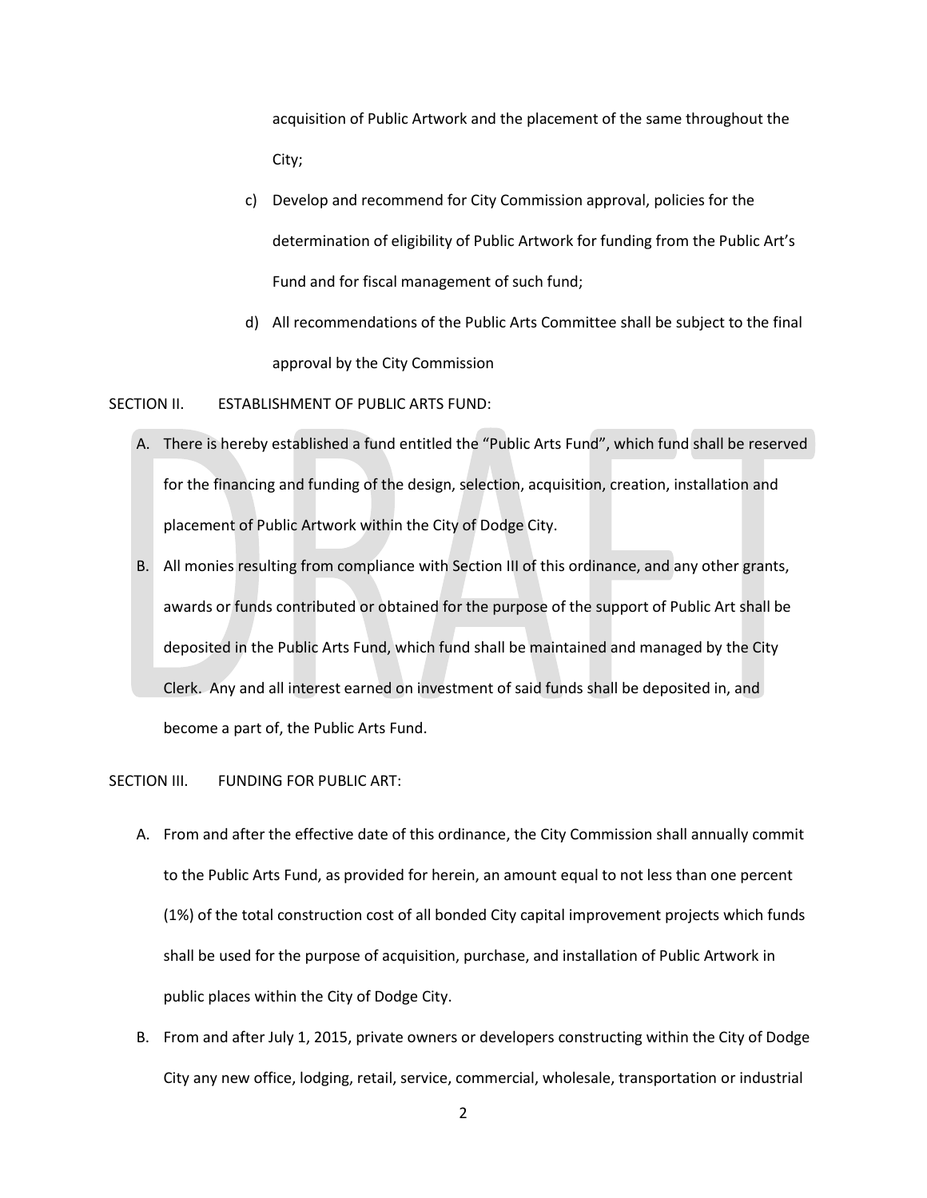acquisition of Public Artwork and the placement of the same throughout the City;

c) Develop and recommend for City Commission approval, policies for the determination of eligibility of Public Artwork for funding from the Public Art's Fund and for fiscal management of such fund;

d) All recommendations of the Public Arts Committee shall be subject to the final approval by the City Commission

SECTION II. ESTABLISHMENT OF PUBLIC ARTS FUND:

A. There is hereby established a fund entitled the "Public Arts Fund", which fund shall be reserved for the financing and funding of the design, selection, acquisition, creation, installation and placement of Public Artwork within the City of Dodge City.

B. All monies resulting from compliance with Section III of this ordinance, and any other grants, awards or funds contributed or obtained for the purpose of the support of Public Art shall be deposited in the Public Arts Fund, which fund shall be maintained and managed by the City Clerk. Any and all interest earned on investment of said funds shall be deposited in, and become a part of, the Public Arts Fund.

SECTION III. FUNDING FOR PUBLIC ART:

A. From and after the effective date of this ordinance, the City Commission shall annually commit to the Public Arts Fund, as provided for herein, an amount equal to not less than one percent (1%) of the total construction cost of all bonded City capital improvement projects which funds shall be used for the purpose of acquisition, purchase, and installation of Public Artwork in public places within the City of Dodge City.

B. From and after July 1, 2015, private owners or developers constructing within the City of Dodge City any new office, lodging, retail, service, commercial, wholesale, transportation or industrial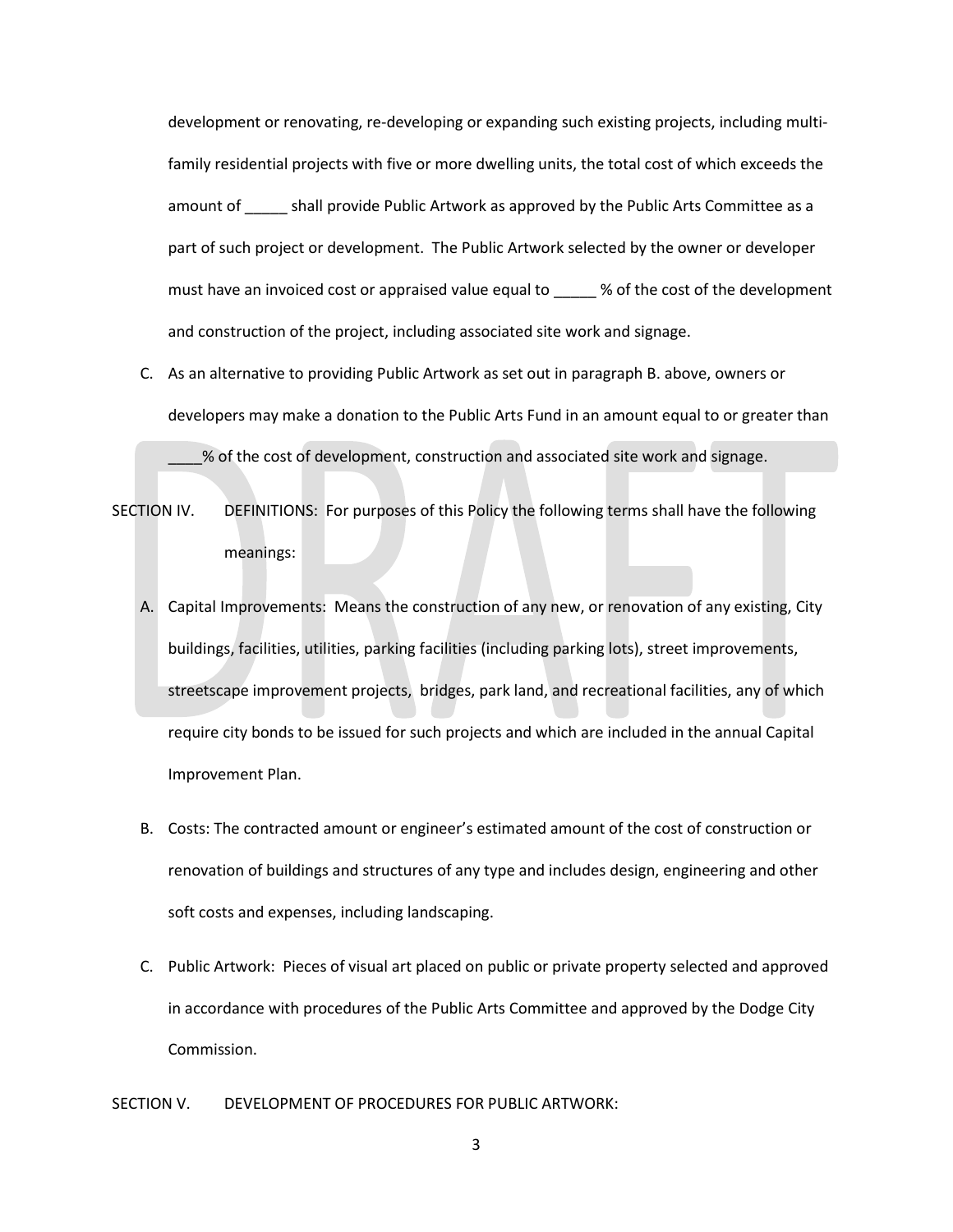development or renovating, re-developing or expanding such existing projects, including multi-family residential projects with five or more dwelling units, the total cost of which exceeds the amount of _____ shall provide Public Artwork as approved by the Public Arts Committee as a part of such project or development. The Public Artwork selected by the owner or developer must have an invoiced cost or appraised value equal to _____ % of the cost of the development and construction of the project, including associated site work and signage.

C. As an alternative to providing Public Artwork as set out in paragraph B. above, owners or developers may make a donation to the Public Arts Fund in an amount equal to or greater than ____% of the cost of development, construction and associated site work and signage.

SECTION IV. DEFINITIONS: For purposes of this Policy the following terms shall have the following meanings:

A. Capital Improvements: Means the construction of any new, or renovation of any existing, City buildings, facilities, utilities, parking facilities (including parking lots), street improvements, streetscape improvement projects, bridges, park land, and recreational facilities, any of which require city bonds to be issued for such projects and which are included in the annual Capital Improvement Plan.

B. Costs: The contracted amount or engineer's estimated amount of the cost of construction or renovation of buildings and structures of any type and includes design, engineering and other soft costs and expenses, including landscaping.

C. Public Artwork: Pieces of visual art placed on public or private property selected and approved in accordance with procedures of the Public Arts Committee and approved by the Dodge City Commission.

SECTION V. DEVELOPMENT OF PROCEDURES FOR PUBLIC ARTWORK: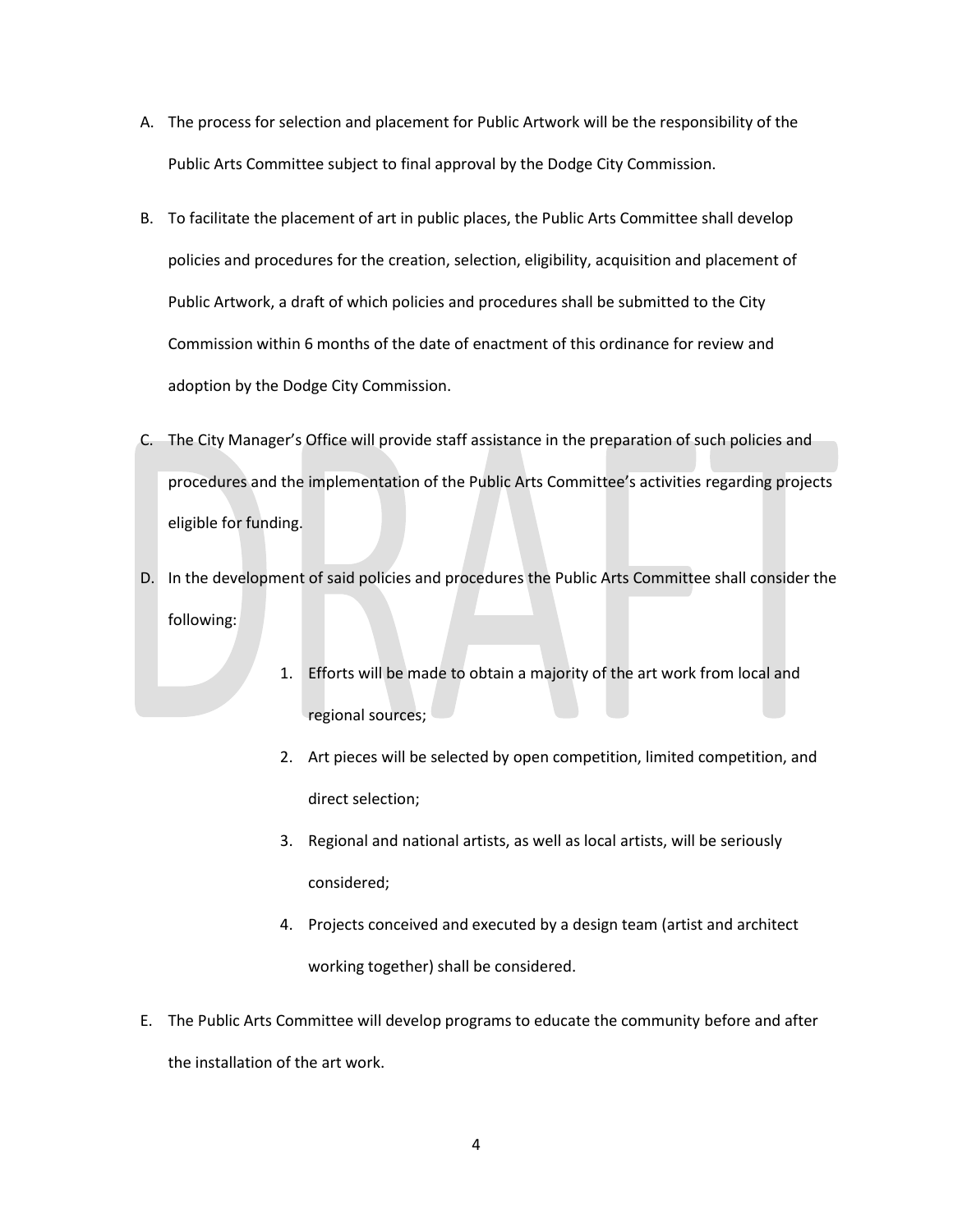A. The process for selection and placement for Public Artwork will be the responsibility of the Public Arts Committee subject to final approval by the Dodge City Commission.

B. To facilitate the placement of art in public places, the Public Arts Committee shall develop policies and procedures for the creation, selection, eligibility, acquisition and placement of Public Artwork, a draft of which policies and procedures shall be submitted to the City Commission within 6 months of the date of enactment of this ordinance for review and adoption by the Dodge City Commission.

C. The City Manager's Office will provide staff assistance in the preparation of such policies and procedures and the implementation of the Public Arts Committee's activities regarding projects eligible for funding.

D. In the development of said policies and procedures the Public Arts Committee shall consider the following:

   1. Efforts will be made to obtain a majority of the art work from local and regional sources;
   2. Art pieces will be selected by open competition, limited competition, and direct selection;
   3. Regional and national artists, as well as local artists, will be seriously considered;
   4. Projects conceived and executed by a design team (artist and architect working together) shall be considered.

E. The Public Arts Committee will develop programs to educate the community before and after the installation of the art work.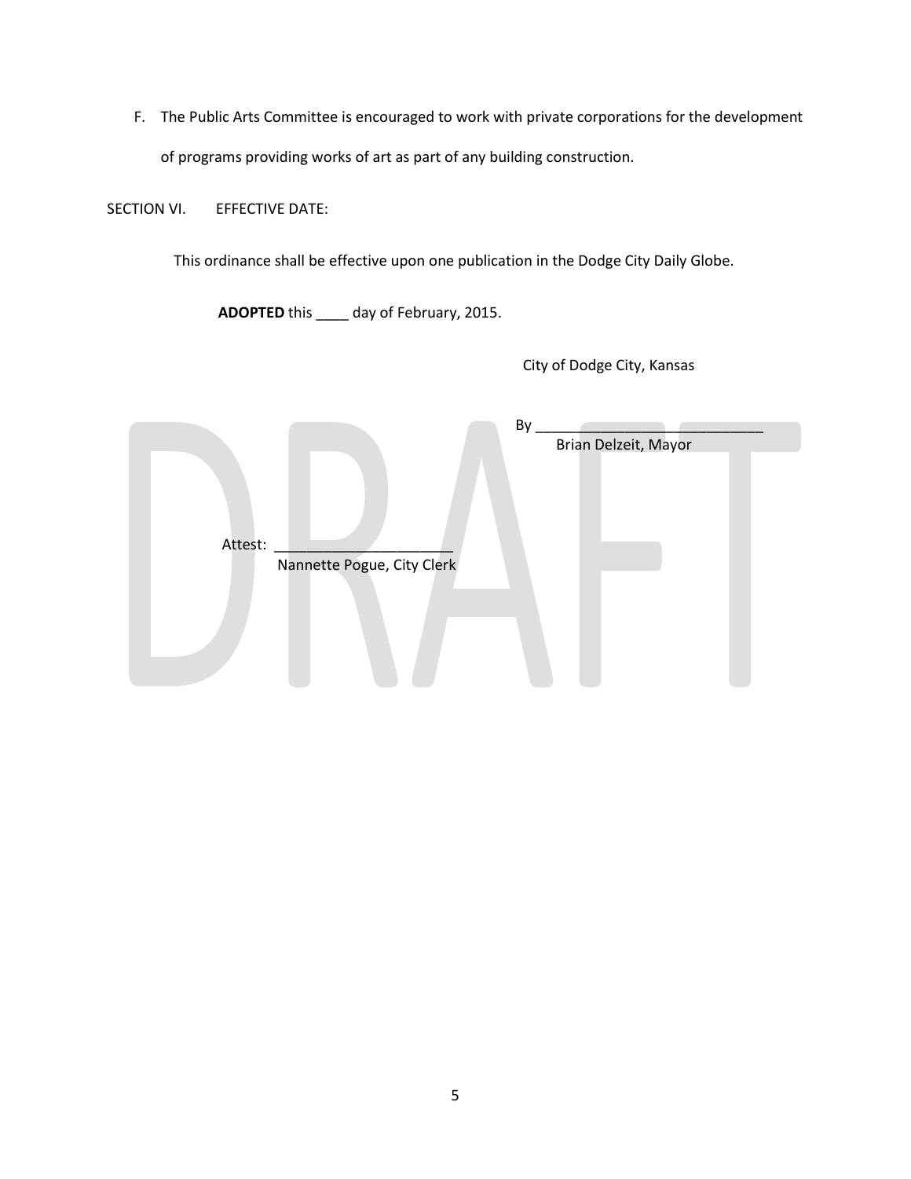F. The Public Arts Committee is encouraged to work with private corporations for the development of programs providing works of art as part of any building construction.

SECTION VI. EFFECTIVE DATE:

This ordinance shall be effective upon one publication in the Dodge City Daily Globe.

**ADOPTED** this ____ day of February, 2015.

City of Dodge City, Kansas

By ____________________________
Brian Delzeit, Mayor

Attest: ______________________
Nannette Pogue, City Clerk

DRAFT